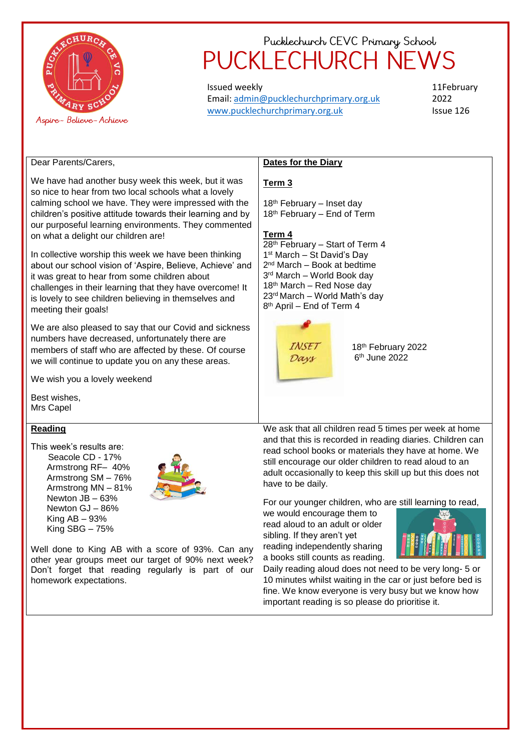Pucklechurch CEVC Primary School

# PUCKLECHURCH NEWS

Aspire ~ Believe ~ Achieve

Issued weekly
Email: admin@pucklechurchprimary.org.uk
www.pucklechurchprimary.org.uk

11February 2022
Issue 126

Dear Parents/Carers,

We have had another busy week this week, but it was so nice to hear from two local schools what a lovely calming school we have. They were impressed with the children's positive attitude towards their learning and by our purposeful learning environments. They commented on what a delight our children are!

In collective worship this week we have been thinking about our school vision of 'Aspire, Believe, Achieve' and it was great to hear from some children about challenges in their learning that they have overcome! It is lovely to see children believing in themselves and meeting their goals!

We are also pleased to say that our Covid and sickness numbers have decreased, unfortunately there are members of staff who are affected by these. Of course we will continue to update you on any these areas.

We wish you a lovely weekend

Best wishes,
Mrs Capel

## Dates for the Diary

### Term 3

18th February – Inset day
18th February – End of Term

### Term 4

28th February – Start of Term 4
1st March – St David's Day
2nd March – Book at bedtime
3rd March – World Book day
18th March – Red Nose day
23rd March – World Math's day
8th April – End of Term 4

INSET Days

18th February 2022
6th June 2022

## Reading

This week's results are:

- Seacole CD - 17%
- Armstrong RF– 40%
- Armstrong SM – 76%
- Armstrong MN – 81%
- Newton JB – 63%
- Newton GJ – 86%
- King AB – 93%
- King SBG – 75%

Well done to King AB with a score of 93%. Can any other year groups meet our target of 90% next week? Don't forget that reading regularly is part of our homework expectations.

We ask that all children read 5 times per week at home and that this is recorded in reading diaries. Children can read school books or materials they have at home. We still encourage our older children to read aloud to an adult occasionally to keep this skill up but this does not have to be daily.

For our younger children, who are still learning to read, we would encourage them to read aloud to an adult or older sibling. If they aren't yet reading independently sharing a books still counts as reading. Daily reading aloud does not need to be very long- 5 or 10 minutes whilst waiting in the car or just before bed is fine. We know everyone is very busy but we know how important reading is so please do prioritise it.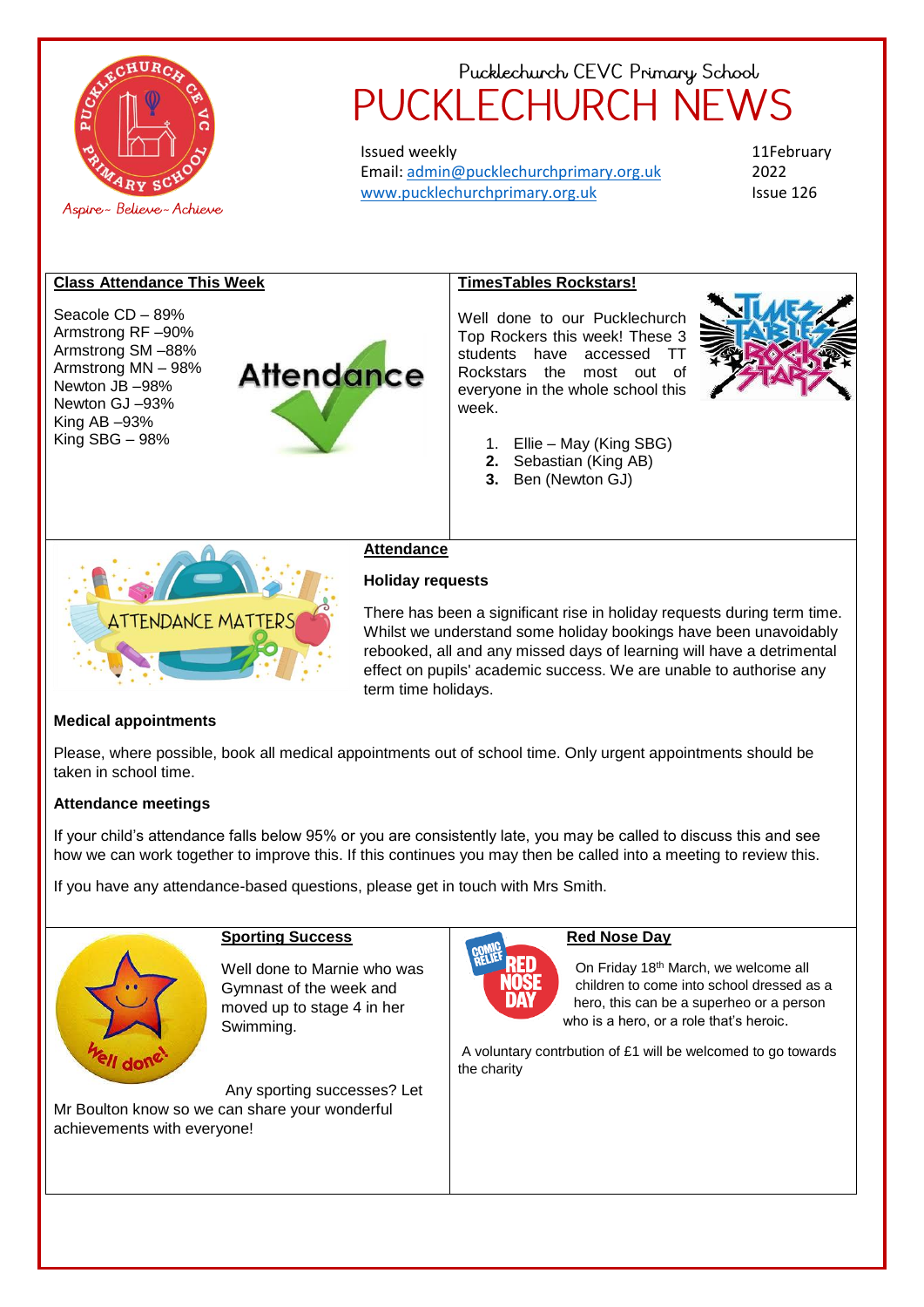Pucklechurch CEVC Primary School

# PUCKLECHURCH NEWS

Aspire ~ Believe ~ Achieve

Issued weekly
Email: admin@pucklechurchprimary.org.uk
www.pucklechurchprimary.org.uk

11February 2022
Issue 126

## Class Attendance This Week

Seacole CD – 89%
Armstrong RF –90%
Armstrong SM –88%
Armstrong MN – 98%
Newton JB –98%
Newton GJ –93%
King AB –93%
King SBG – 98%

## TimesTables Rockstars!

Well done to our Pucklechurch Top Rockers this week! These 3 students have accessed TT Rockstars the most out of everyone in the whole school this week.

1. Ellie – May (King SBG)
2. Sebastian (King AB)
3. Ben (Newton GJ)

## Attendance

**Holiday requests**

There has been a significant rise in holiday requests during term time. Whilst we understand some holiday bookings have been unavoidably rebooked, all and any missed days of learning will have a detrimental effect on pupils' academic success. We are unable to authorise any term time holidays.

**Medical appointments**

Please, where possible, book all medical appointments out of school time. Only urgent appointments should be taken in school time.

**Attendance meetings**

If your child's attendance falls below 95% or you are consistently late, you may be called to discuss this and see how we can work together to improve this. If this continues you may then be called into a meeting to review this.

If you have any attendance-based questions, please get in touch with Mrs Smith.

## Sporting Success

Well done to Marnie who was Gymnast of the week and moved up to stage 4 in her Swimming.

Any sporting successes? Let Mr Boulton know so we can share your wonderful achievements with everyone!

## Red Nose Day

On Friday 18th March, we welcome all children to come into school dressed as a hero, this can be a superheo or a person who is a hero, or a role that's heroic.

A voluntary contrbution of £1 will be welcomed to go towards the charity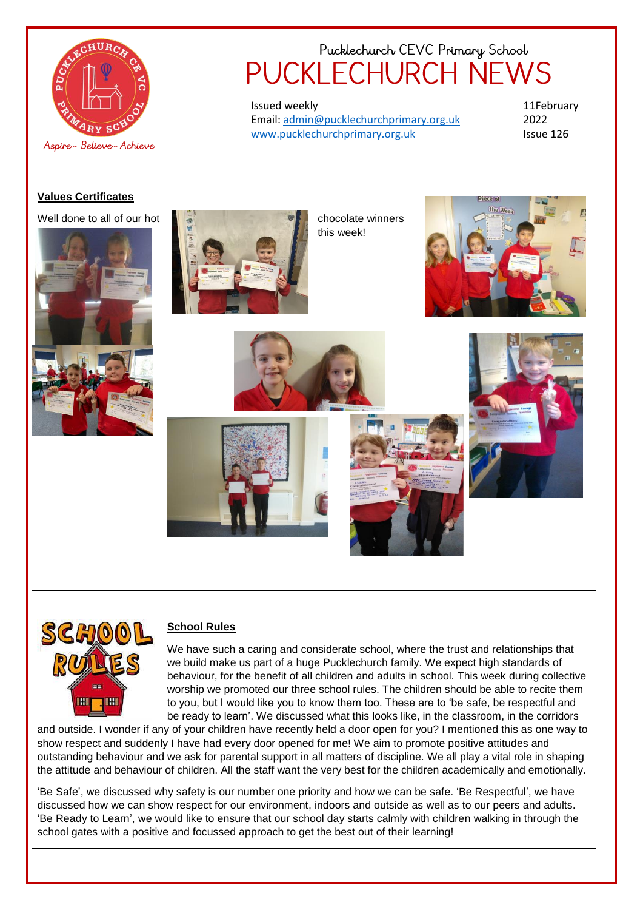# Pucklechurch CEVC Primary School

# PUCKLECHURCH NEWS

Issued weekly
Email: admin@pucklechurchprimary.org.uk
www.pucklechurchprimary.org.uk

11February 2022
Issue 126

Aspire ~ Believe ~ Achieve

## Values Certificates

Well done to all of our hot chocolate winners this week!

## School Rules

We have such a caring and considerate school, where the trust and relationships that we build make us part of a huge Pucklechurch family. We expect high standards of behaviour, for the benefit of all children and adults in school. This week during collective worship we promoted our three school rules. The children should be able to recite them to you, but I would like you to know them too. These are to 'be safe, be respectful and be ready to learn'. We discussed what this looks like, in the classroom, in the corridors and outside. I wonder if any of your children have recently held a door open for you? I mentioned this as one way to show respect and suddenly I have had every door opened for me! We aim to promote positive attitudes and outstanding behaviour and we ask for parental support in all matters of discipline. We all play a vital role in shaping the attitude and behaviour of children. All the staff want the very best for the children academically and emotionally.

'Be Safe', we discussed why safety is our number one priority and how we can be safe. 'Be Respectful', we have discussed how we can show respect for our environment, indoors and outside as well as to our peers and adults. 'Be Ready to Learn', we would like to ensure that our school day starts calmly with children walking in through the school gates with a positive and focussed approach to get the best out of their learning!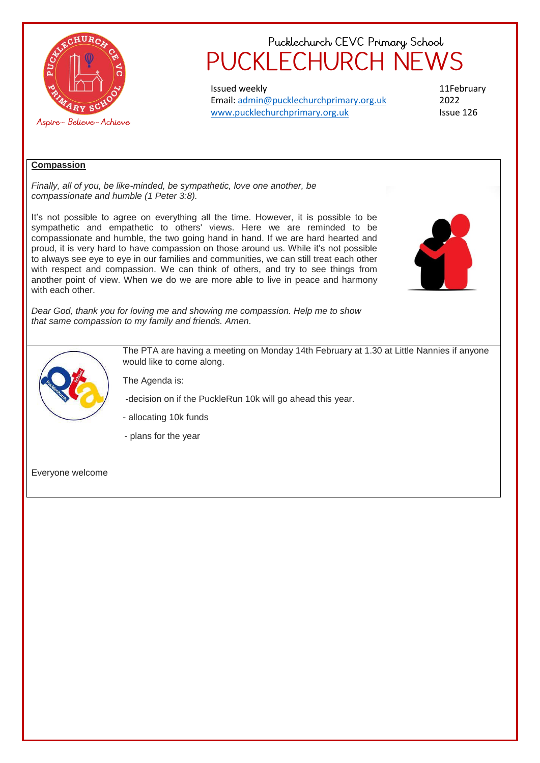Pucklechurch CEVC Primary School

# PUCKLECHURCH NEWS

Issued weekly
Email: admin@pucklechurchprimary.org.uk
www.pucklechurchprimary.org.uk

11February 2022
Issue 126

Aspire ~ Believe ~ Achieve

## Compassion

*Finally, all of you, be like-minded, be sympathetic, love one another, be compassionate and humble (1 Peter 3:8).*

It's not possible to agree on everything all the time. However, it is possible to be sympathetic and empathetic to others' views. Here we are reminded to be compassionate and humble, the two going hand in hand. If we are hard hearted and proud, it is very hard to have compassion on those around us. While it's not possible to always see eye to eye in our families and communities, we can still treat each other with respect and compassion. We can think of others, and try to see things from another point of view. When we do we are more able to live in peace and harmony with each other.

*Dear God, thank you for loving me and showing me compassion. Help me to show that same compassion to my family and friends. Amen.*

The PTA are having a meeting on Monday 14th February at 1.30 at Little Nannies if anyone would like to come along.

The Agenda is:

- decision on if the PuckleRun 10k will go ahead this year.
- allocating 10k funds
- plans for the year

Everyone welcome